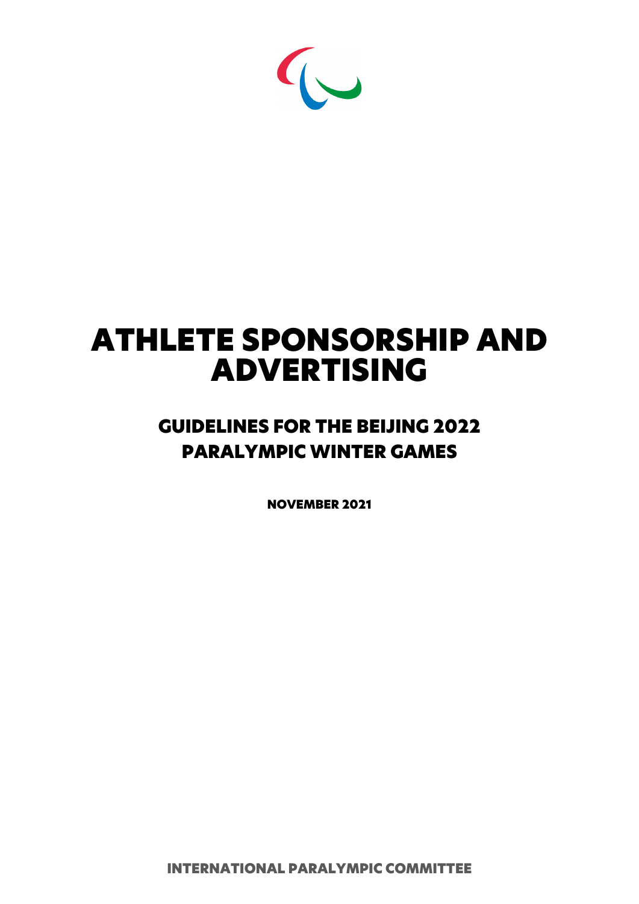# ATHLETE SPONSORSHIP AND ADVERTISING

## GUIDELINES FOR THE BEIJING 2022 PARALYMPIC WINTER GAMES

**NOVEMBER 2021**

**INTERNATIONAL PARALYMPIC COMMITTEE**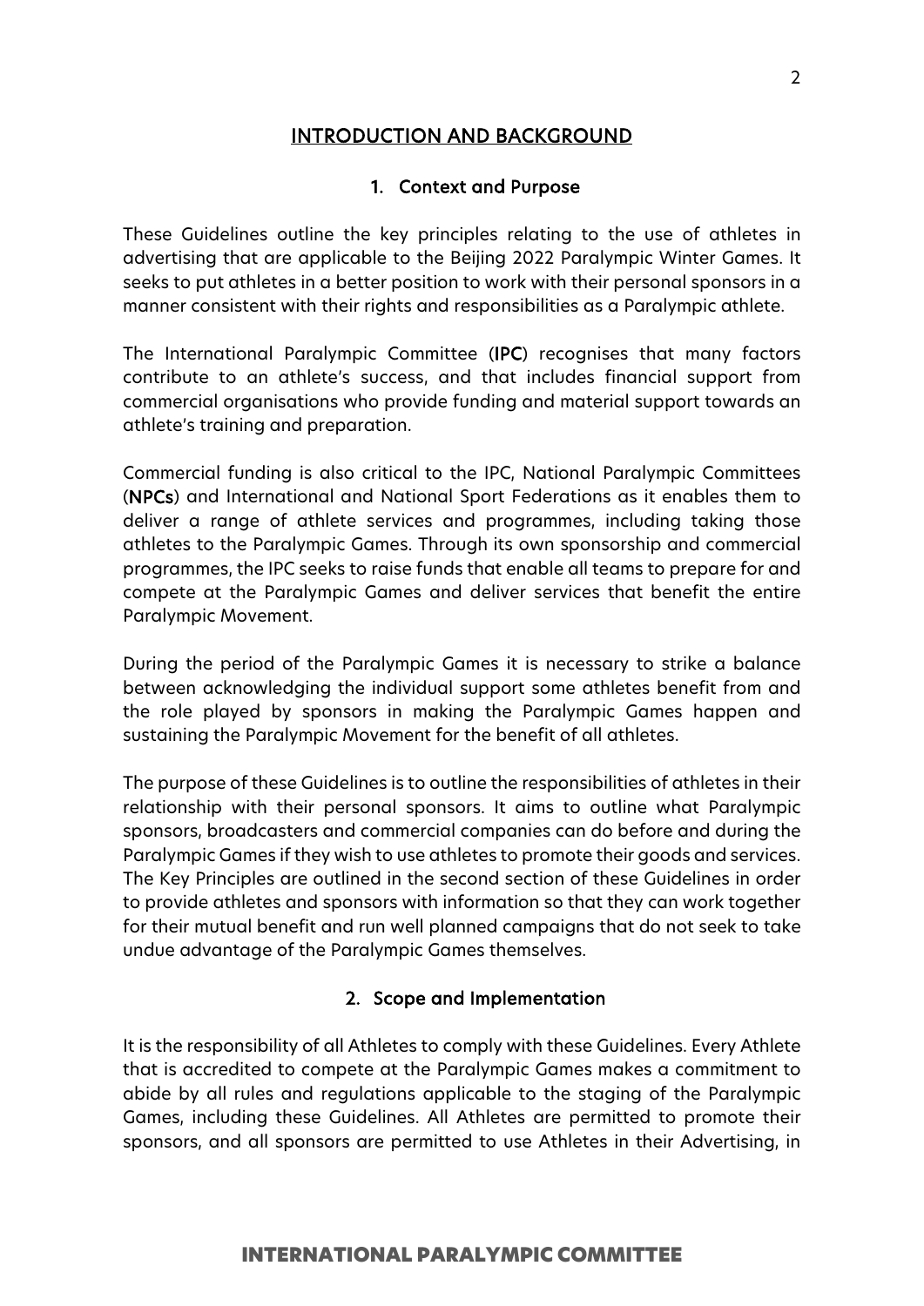# INTRODUCTION AND BACKGROUND

## 1. Context and Purpose

These Guidelines outline the key principles relating to the use of athletes in advertising that are applicable to the Beijing 2022 Paralympic Winter Games. It seeks to put athletes in a better position to work with their personal sponsors in a manner consistent with their rights and responsibilities as a Paralympic athlete.

The International Paralympic Committee (**IPC**) recognises that many factors contribute to an athlete's success, and that includes financial support from commercial organisations who provide funding and material support towards an athlete's training and preparation.

Commercial funding is also critical to the IPC, National Paralympic Committees (**NPCs**) and International and National Sport Federations as it enables them to deliver a range of athlete services and programmes, including taking those athletes to the Paralympic Games. Through its own sponsorship and commercial programmes, the IPC seeks to raise funds that enable all teams to prepare for and compete at the Paralympic Games and deliver services that benefit the entire Paralympic Movement.

During the period of the Paralympic Games it is necessary to strike a balance between acknowledging the individual support some athletes benefit from and the role played by sponsors in making the Paralympic Games happen and sustaining the Paralympic Movement for the benefit of all athletes.

The purpose of these Guidelines is to outline the responsibilities of athletes in their relationship with their personal sponsors. It aims to outline what Paralympic sponsors, broadcasters and commercial companies can do before and during the Paralympic Games if they wish to use athletes to promote their goods and services. The Key Principles are outlined in the second section of these Guidelines in order to provide athletes and sponsors with information so that they can work together for their mutual benefit and run well planned campaigns that do not seek to take undue advantage of the Paralympic Games themselves.

## 2. Scope and Implementation

It is the responsibility of all Athletes to comply with these Guidelines. Every Athlete that is accredited to compete at the Paralympic Games makes a commitment to abide by all rules and regulations applicable to the staging of the Paralympic Games, including these Guidelines. All Athletes are permitted to promote their sponsors, and all sponsors are permitted to use Athletes in their Advertising, in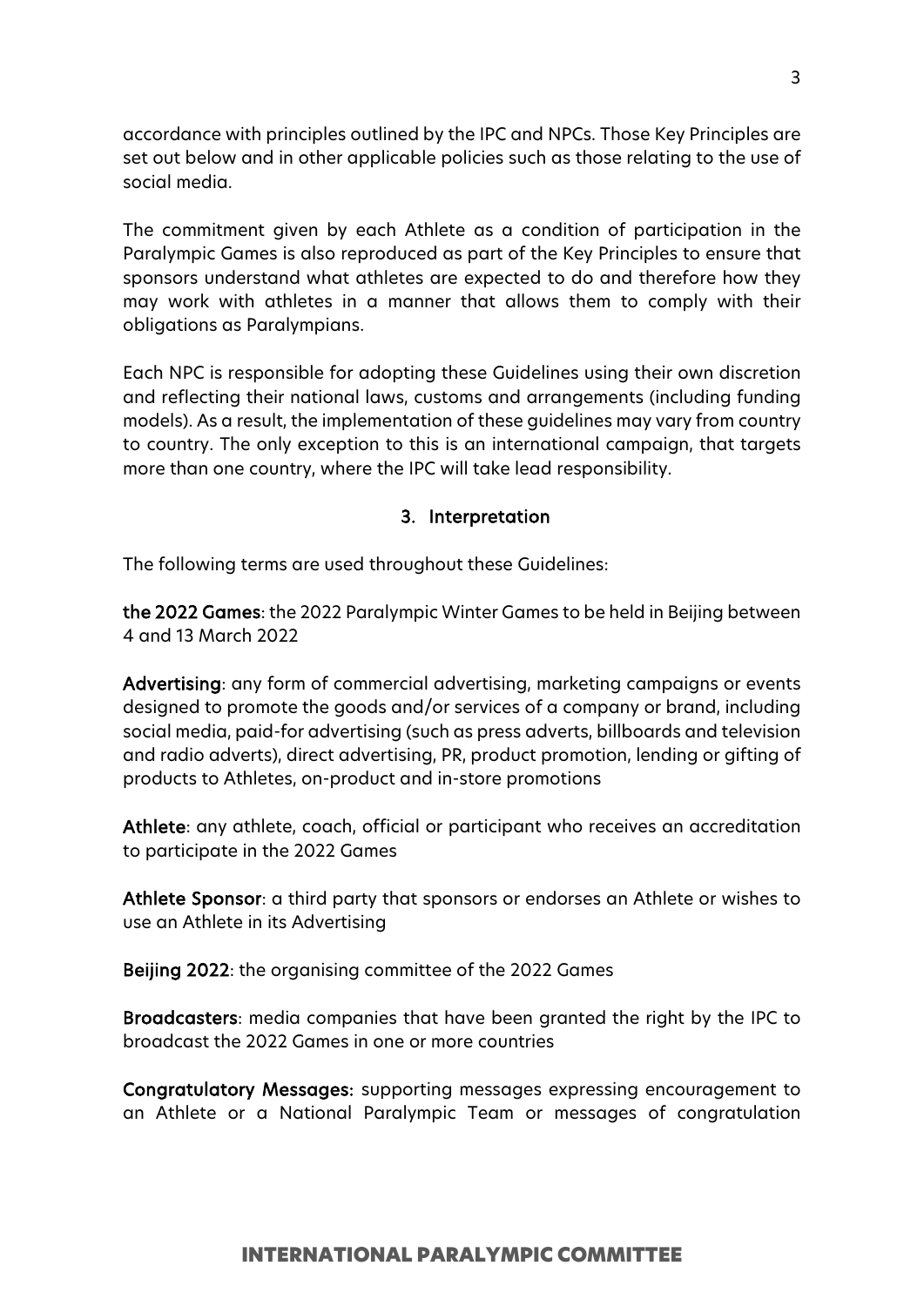accordance with principles outlined by the IPC and NPCs. Those Key Principles are set out below and in other applicable policies such as those relating to the use of social media.

The commitment given by each Athlete as a condition of participation in the Paralympic Games is also reproduced as part of the Key Principles to ensure that sponsors understand what athletes are expected to do and therefore how they may work with athletes in a manner that allows them to comply with their obligations as Paralympians.

Each NPC is responsible for adopting these Guidelines using their own discretion and reflecting their national laws, customs and arrangements (including funding models). As a result, the implementation of these guidelines may vary from country to country. The only exception to this is an international campaign, that targets more than one country, where the IPC will take lead responsibility.

## 3. Interpretation

The following terms are used throughout these Guidelines:

**the 2022 Games**: the 2022 Paralympic Winter Games to be held in Beijing between 4 and 13 March 2022

**Advertising**: any form of commercial advertising, marketing campaigns or events designed to promote the goods and/or services of a company or brand, including social media, paid-for advertising (such as press adverts, billboards and television and radio adverts), direct advertising, PR, product promotion, lending or gifting of products to Athletes, on-product and in-store promotions

**Athlete**: any athlete, coach, official or participant who receives an accreditation to participate in the 2022 Games

**Athlete Sponsor**: a third party that sponsors or endorses an Athlete or wishes to use an Athlete in its Advertising

**Beijing 2022**: the organising committee of the 2022 Games

**Broadcasters**: media companies that have been granted the right by the IPC to broadcast the 2022 Games in one or more countries

**Congratulatory Messages:** supporting messages expressing encouragement to an Athlete or a National Paralympic Team or messages of congratulation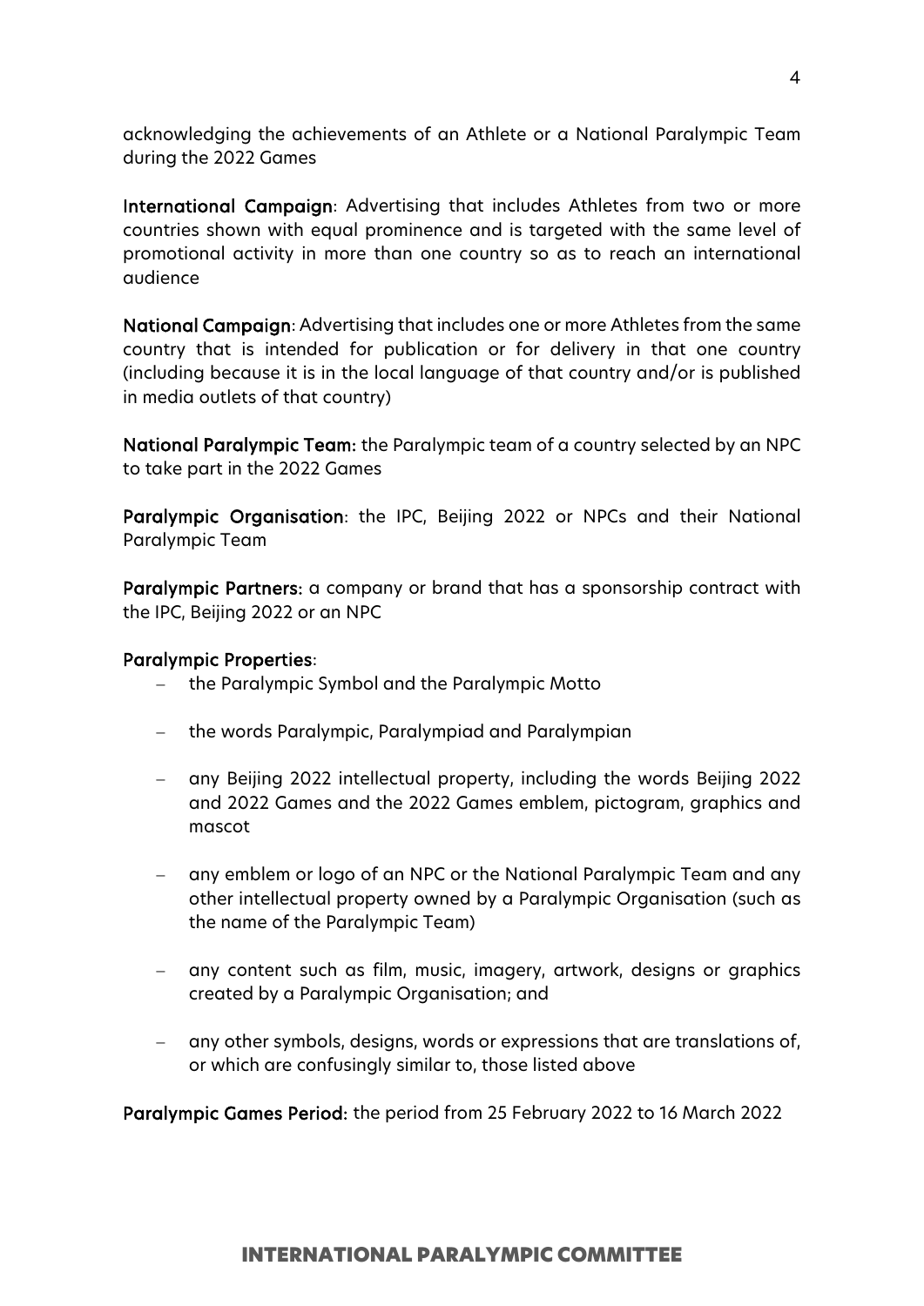acknowledging the achievements of an Athlete or a National Paralympic Team during the 2022 Games

**International Campaign**: Advertising that includes Athletes from two or more countries shown with equal prominence and is targeted with the same level of promotional activity in more than one country so as to reach an international audience

**National Campaign**: Advertising that includes one or more Athletes from the same country that is intended for publication or for delivery in that one country (including because it is in the local language of that country and/or is published in media outlets of that country)

**National Paralympic Team:** the Paralympic team of a country selected by an NPC to take part in the 2022 Games

**Paralympic Organisation**: the IPC, Beijing 2022 or NPCs and their National Paralympic Team

**Paralympic Partners:** a company or brand that has a sponsorship contract with the IPC, Beijing 2022 or an NPC

**Paralympic Properties**:

- the Paralympic Symbol and the Paralympic Motto
- the words Paralympic, Paralympiad and Paralympian
- any Beijing 2022 intellectual property, including the words Beijing 2022 and 2022 Games and the 2022 Games emblem, pictogram, graphics and mascot
- any emblem or logo of an NPC or the National Paralympic Team and any other intellectual property owned by a Paralympic Organisation (such as the name of the Paralympic Team)
- any content such as film, music, imagery, artwork, designs or graphics created by a Paralympic Organisation; and
- any other symbols, designs, words or expressions that are translations of, or which are confusingly similar to, those listed above

**Paralympic Games Period:** the period from 25 February 2022 to 16 March 2022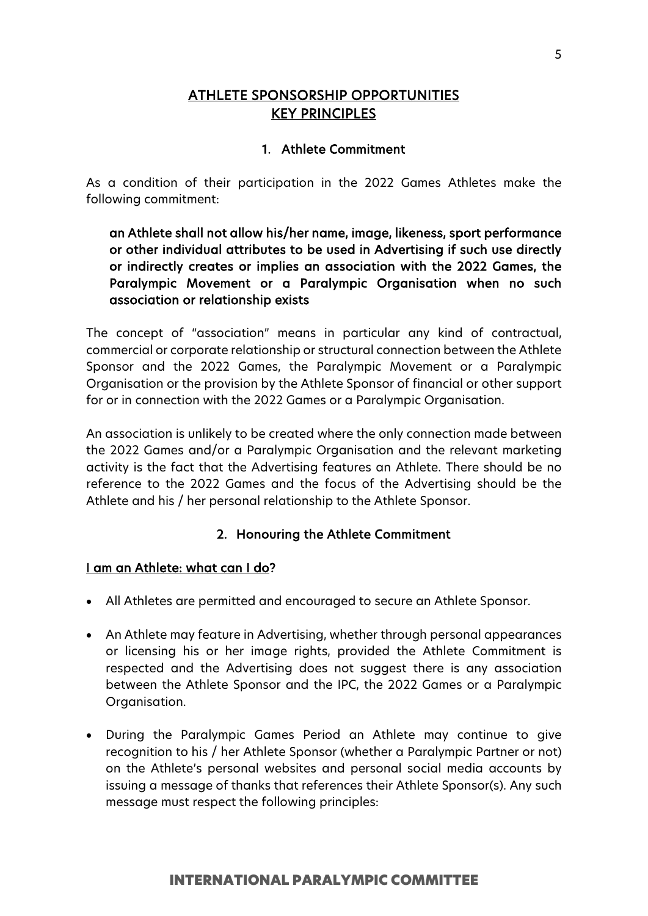## ATHLETE SPONSORSHIP OPPORTUNITIES KEY PRINCIPLES

### 1. Athlete Commitment

As a condition of their participation in the 2022 Games Athletes make the following commitment:

> **an Athlete shall not allow his/her name, image, likeness, sport performance or other individual attributes to be used in Advertising if such use directly or indirectly creates or implies an association with the 2022 Games, the Paralympic Movement or a Paralympic Organisation when no such association or relationship exists**

The concept of "association" means in particular any kind of contractual, commercial or corporate relationship or structural connection between the Athlete Sponsor and the 2022 Games, the Paralympic Movement or a Paralympic Organisation or the provision by the Athlete Sponsor of financial or other support for or in connection with the 2022 Games or a Paralympic Organisation.

An association is unlikely to be created where the only connection made between the 2022 Games and/or a Paralympic Organisation and the relevant marketing activity is the fact that the Advertising features an Athlete. There should be no reference to the 2022 Games and the focus of the Advertising should be the Athlete and his / her personal relationship to the Athlete Sponsor.

### 2. Honouring the Athlete Commitment

**I am an Athlete: what can I do?**

- All Athletes are permitted and encouraged to secure an Athlete Sponsor.
- An Athlete may feature in Advertising, whether through personal appearances or licensing his or her image rights, provided the Athlete Commitment is respected and the Advertising does not suggest there is any association between the Athlete Sponsor and the IPC, the 2022 Games or a Paralympic Organisation.
- During the Paralympic Games Period an Athlete may continue to give recognition to his / her Athlete Sponsor (whether a Paralympic Partner or not) on the Athlete's personal websites and personal social media accounts by issuing a message of thanks that references their Athlete Sponsor(s). Any such message must respect the following principles: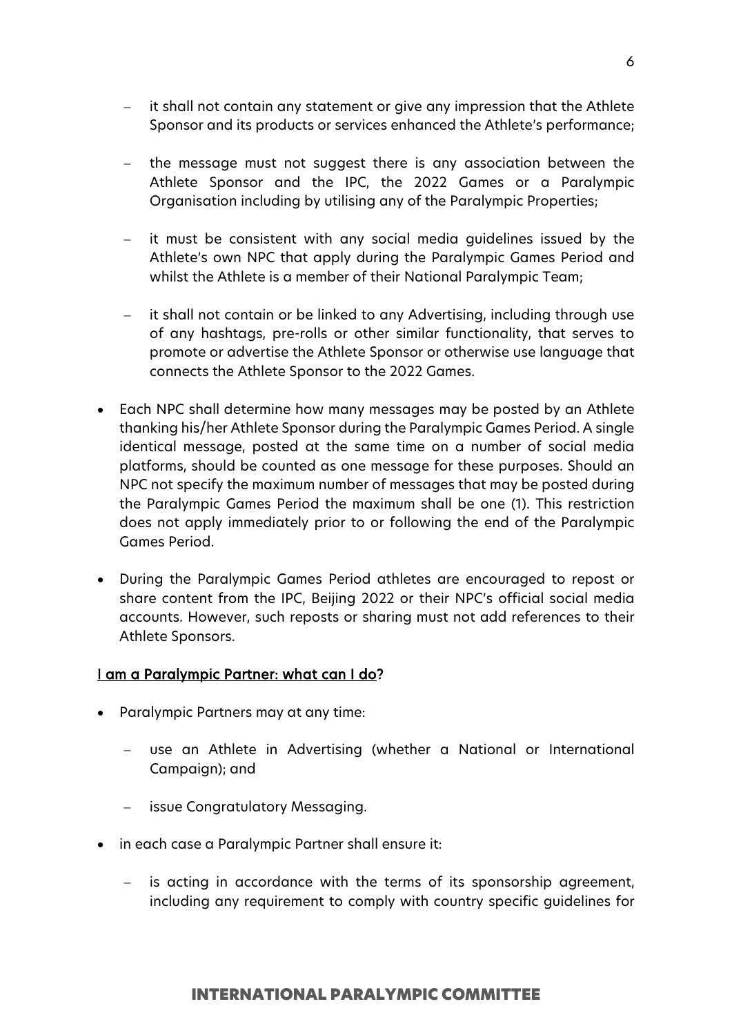- it shall not contain any statement or give any impression that the Athlete Sponsor and its products or services enhanced the Athlete's performance;

  - the message must not suggest there is any association between the Athlete Sponsor and the IPC, the 2022 Games or a Paralympic Organisation including by utilising any of the Paralympic Properties;

  - it must be consistent with any social media guidelines issued by the Athlete's own NPC that apply during the Paralympic Games Period and whilst the Athlete is a member of their National Paralympic Team;

  - it shall not contain or be linked to any Advertising, including through use of any hashtags, pre-rolls or other similar functionality, that serves to promote or advertise the Athlete Sponsor or otherwise use language that connects the Athlete Sponsor to the 2022 Games.

- Each NPC shall determine how many messages may be posted by an Athlete thanking his/her Athlete Sponsor during the Paralympic Games Period. A single identical message, posted at the same time on a number of social media platforms, should be counted as one message for these purposes. Should an NPC not specify the maximum number of messages that may be posted during the Paralympic Games Period the maximum shall be one (1). This restriction does not apply immediately prior to or following the end of the Paralympic Games Period.

- During the Paralympic Games Period athletes are encouraged to repost or share content from the IPC, Beijing 2022 or their NPC's official social media accounts. However, such reposts or sharing must not add references to their Athlete Sponsors.

**I am a Paralympic Partner: what can I do?**

- Paralympic Partners may at any time:

  - use an Athlete in Advertising (whether a National or International Campaign); and

  - issue Congratulatory Messaging.

- in each case a Paralympic Partner shall ensure it:

  - is acting in accordance with the terms of its sponsorship agreement, including any requirement to comply with country specific guidelines for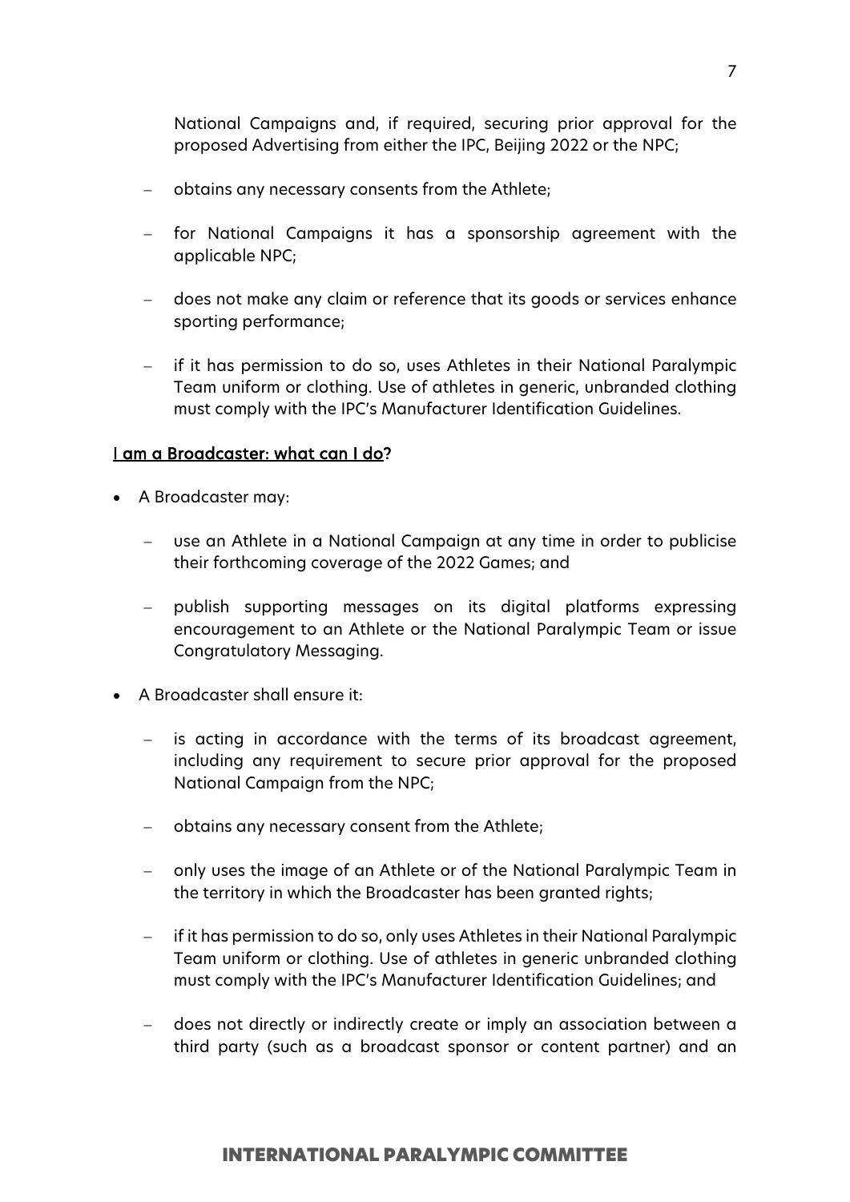National Campaigns and, if required, securing prior approval for the proposed Advertising from either the IPC, Beijing 2022 or the NPC;

- obtains any necessary consents from the Athlete;
- for National Campaigns it has a sponsorship agreement with the applicable NPC;
- does not make any claim or reference that its goods or services enhance sporting performance;
- if it has permission to do so, uses Athletes in their National Paralympic Team uniform or clothing. Use of athletes in generic, unbranded clothing must comply with the IPC's Manufacturer Identification Guidelines.

## <u>I am a Broadcaster: what can I do</u>?

- A Broadcaster may:
  - use an Athlete in a National Campaign at any time in order to publicise their forthcoming coverage of the 2022 Games; and
  - publish supporting messages on its digital platforms expressing encouragement to an Athlete or the National Paralympic Team or issue Congratulatory Messaging.
- A Broadcaster shall ensure it:
  - is acting in accordance with the terms of its broadcast agreement, including any requirement to secure prior approval for the proposed National Campaign from the NPC;
  - obtains any necessary consent from the Athlete;
  - only uses the image of an Athlete or of the National Paralympic Team in the territory in which the Broadcaster has been granted rights;
  - if it has permission to do so, only uses Athletes in their National Paralympic Team uniform or clothing. Use of athletes in generic unbranded clothing must comply with the IPC's Manufacturer Identification Guidelines; and
  - does not directly or indirectly create or imply an association between a third party (such as a broadcast sponsor or content partner) and an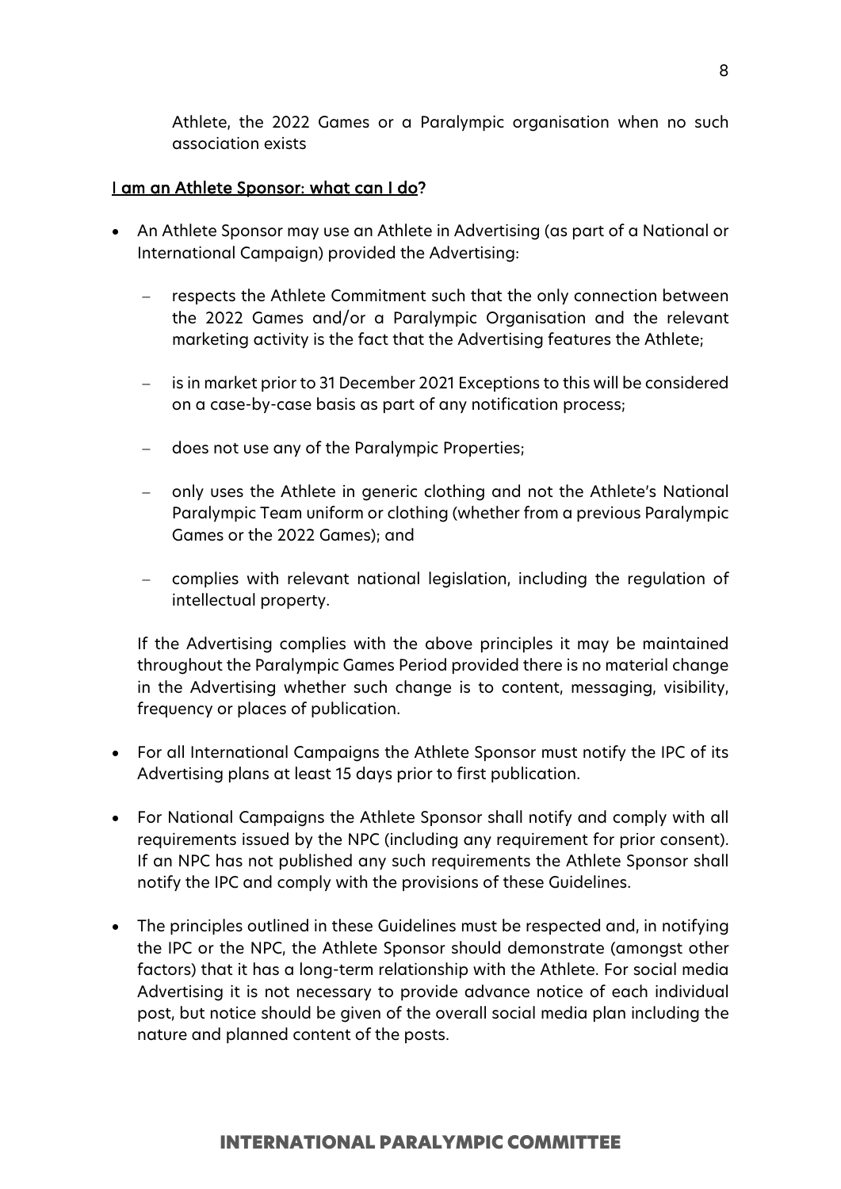Athlete, the 2022 Games or a Paralympic organisation when no such association exists

## I am an Athlete Sponsor: what can I do?

- An Athlete Sponsor may use an Athlete in Advertising (as part of a National or International Campaign) provided the Advertising:
  - respects the Athlete Commitment such that the only connection between the 2022 Games and/or a Paralympic Organisation and the relevant marketing activity is the fact that the Advertising features the Athlete;
  - is in market prior to 31 December 2021 Exceptions to this will be considered on a case-by-case basis as part of any notification process;
  - does not use any of the Paralympic Properties;
  - only uses the Athlete in generic clothing and not the Athlete's National Paralympic Team uniform or clothing (whether from a previous Paralympic Games or the 2022 Games); and
  - complies with relevant national legislation, including the regulation of intellectual property.

  If the Advertising complies with the above principles it may be maintained throughout the Paralympic Games Period provided there is no material change in the Advertising whether such change is to content, messaging, visibility, frequency or places of publication.

- For all International Campaigns the Athlete Sponsor must notify the IPC of its Advertising plans at least 15 days prior to first publication.
- For National Campaigns the Athlete Sponsor shall notify and comply with all requirements issued by the NPC (including any requirement for prior consent). If an NPC has not published any such requirements the Athlete Sponsor shall notify the IPC and comply with the provisions of these Guidelines.
- The principles outlined in these Guidelines must be respected and, in notifying the IPC or the NPC, the Athlete Sponsor should demonstrate (amongst other factors) that it has a long-term relationship with the Athlete. For social media Advertising it is not necessary to provide advance notice of each individual post, but notice should be given of the overall social media plan including the nature and planned content of the posts.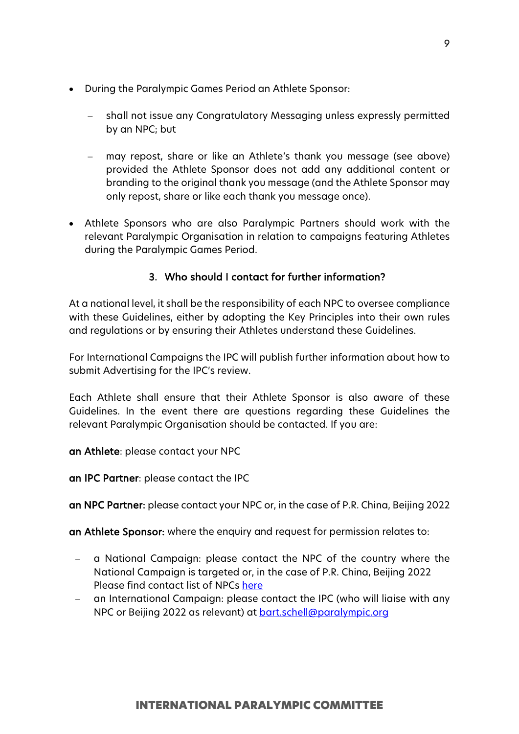- During the Paralympic Games Period an Athlete Sponsor:

  - shall not issue any Congratulatory Messaging unless expressly permitted by an NPC; but

  - may repost, share or like an Athlete's thank you message (see above) provided the Athlete Sponsor does not add any additional content or branding to the original thank you message (and the Athlete Sponsor may only repost, share or like each thank you message once).

- Athlete Sponsors who are also Paralympic Partners should work with the relevant Paralympic Organisation in relation to campaigns featuring Athletes during the Paralympic Games Period.

## 3. Who should I contact for further information?

At a national level, it shall be the responsibility of each NPC to oversee compliance with these Guidelines, either by adopting the Key Principles into their own rules and regulations or by ensuring their Athletes understand these Guidelines.

For International Campaigns the IPC will publish further information about how to submit Advertising for the IPC's review.

Each Athlete shall ensure that their Athlete Sponsor is also aware of these Guidelines. In the event there are questions regarding these Guidelines the relevant Paralympic Organisation should be contacted. If you are:

**an Athlete**: please contact your NPC

**an IPC Partner**: please contact the IPC

**an NPC Partner:** please contact your NPC or, in the case of P.R. China, Beijing 2022

**an Athlete Sponsor:** where the enquiry and request for permission relates to:

- a National Campaign: please contact the NPC of the country where the National Campaign is targeted or, in the case of P.R. China, Beijing 2022 Please find contact list of NPCs [here]
- an International Campaign: please contact the IPC (who will liaise with any NPC or Beijing 2022 as relevant) at bart.schell@paralympic.org